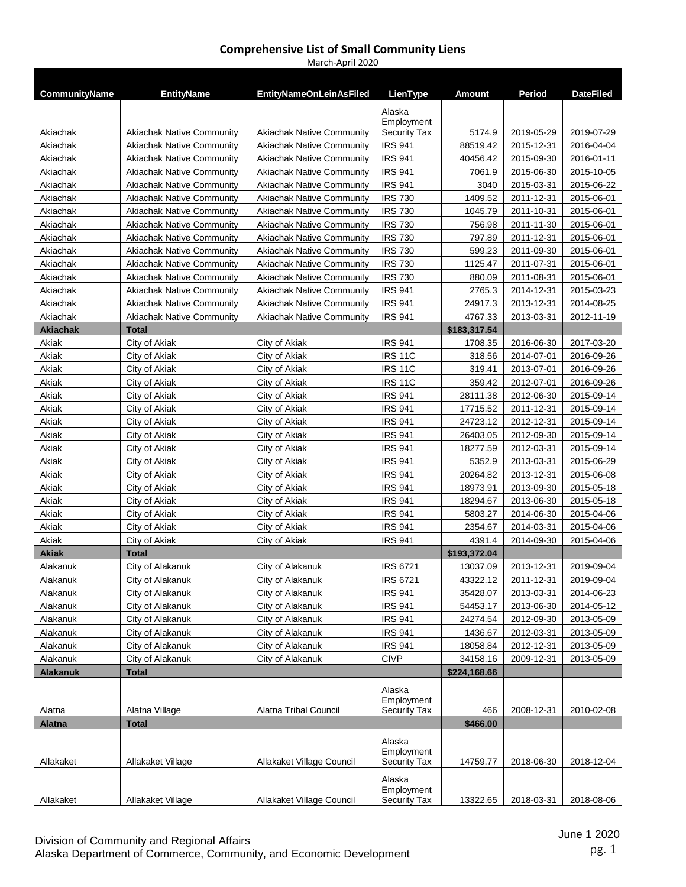# Comprehensive List of Small Community Liens

March-April 2020

| CommunityName | EntityName | EntityNameOnLeinAsFiled | LienType | Amount | Period | DateFiled |
|---|---|---|---|---|---|---|
| Akiachak | Akiachak Native Community | Akiachak Native Community | Alaska Employment Security Tax | 5174.9 | 2019-05-29 | 2019-07-29 |
| Akiachak | Akiachak Native Community | Akiachak Native Community | IRS 941 | 88519.42 | 2015-12-31 | 2016-04-04 |
| Akiachak | Akiachak Native Community | Akiachak Native Community | IRS 941 | 40456.42 | 2015-09-30 | 2016-01-11 |
| Akiachak | Akiachak Native Community | Akiachak Native Community | IRS 941 | 7061.9 | 2015-06-30 | 2015-10-05 |
| Akiachak | Akiachak Native Community | Akiachak Native Community | IRS 941 | 3040 | 2015-03-31 | 2015-06-22 |
| Akiachak | Akiachak Native Community | Akiachak Native Community | IRS 730 | 1409.52 | 2011-12-31 | 2015-06-01 |
| Akiachak | Akiachak Native Community | Akiachak Native Community | IRS 730 | 1045.79 | 2011-10-31 | 2015-06-01 |
| Akiachak | Akiachak Native Community | Akiachak Native Community | IRS 730 | 756.98 | 2011-11-30 | 2015-06-01 |
| Akiachak | Akiachak Native Community | Akiachak Native Community | IRS 730 | 797.89 | 2011-12-31 | 2015-06-01 |
| Akiachak | Akiachak Native Community | Akiachak Native Community | IRS 730 | 599.23 | 2011-09-30 | 2015-06-01 |
| Akiachak | Akiachak Native Community | Akiachak Native Community | IRS 730 | 1125.47 | 2011-07-31 | 2015-06-01 |
| Akiachak | Akiachak Native Community | Akiachak Native Community | IRS 730 | 880.09 | 2011-08-31 | 2015-06-01 |
| Akiachak | Akiachak Native Community | Akiachak Native Community | IRS 941 | 2765.3 | 2014-12-31 | 2015-03-23 |
| Akiachak | Akiachak Native Community | Akiachak Native Community | IRS 941 | 24917.3 | 2013-12-31 | 2014-08-25 |
| Akiachak | Akiachak Native Community | Akiachak Native Community | IRS 941 | 4767.33 | 2013-03-31 | 2012-11-19 |
| **Akiachak** | **Total** | | | **$183,317.54** | | |
| Akiak | City of Akiak | City of Akiak | IRS 941 | 1708.35 | 2016-06-30 | 2017-03-20 |
| Akiak | City of Akiak | City of Akiak | IRS 11C | 318.56 | 2014-07-01 | 2016-09-26 |
| Akiak | City of Akiak | City of Akiak | IRS 11C | 319.41 | 2013-07-01 | 2016-09-26 |
| Akiak | City of Akiak | City of Akiak | IRS 11C | 359.42 | 2012-07-01 | 2016-09-26 |
| Akiak | City of Akiak | City of Akiak | IRS 941 | 28111.38 | 2012-06-30 | 2015-09-14 |
| Akiak | City of Akiak | City of Akiak | IRS 941 | 17715.52 | 2011-12-31 | 2015-09-14 |
| Akiak | City of Akiak | City of Akiak | IRS 941 | 24723.12 | 2012-12-31 | 2015-09-14 |
| Akiak | City of Akiak | City of Akiak | IRS 941 | 26403.05 | 2012-09-30 | 2015-09-14 |
| Akiak | City of Akiak | City of Akiak | IRS 941 | 18277.59 | 2012-03-31 | 2015-09-14 |
| Akiak | City of Akiak | City of Akiak | IRS 941 | 5352.9 | 2013-03-31 | 2015-06-29 |
| Akiak | City of Akiak | City of Akiak | IRS 941 | 20264.82 | 2013-12-31 | 2015-06-08 |
| Akiak | City of Akiak | City of Akiak | IRS 941 | 18973.91 | 2013-09-30 | 2015-05-18 |
| Akiak | City of Akiak | City of Akiak | IRS 941 | 18294.67 | 2013-06-30 | 2015-05-18 |
| Akiak | City of Akiak | City of Akiak | IRS 941 | 5803.27 | 2014-06-30 | 2015-04-06 |
| Akiak | City of Akiak | City of Akiak | IRS 941 | 2354.67 | 2014-03-31 | 2015-04-06 |
| Akiak | City of Akiak | City of Akiak | IRS 941 | 4391.4 | 2014-09-30 | 2015-04-06 |
| **Akiak** | **Total** | | | **$193,372.04** | | |
| Alakanuk | City of Alakanuk | City of Alakanuk | IRS 6721 | 13037.09 | 2013-12-31 | 2019-09-04 |
| Alakanuk | City of Alakanuk | City of Alakanuk | IRS 6721 | 43322.12 | 2011-12-31 | 2019-09-04 |
| Alakanuk | City of Alakanuk | City of Alakanuk | IRS 941 | 35428.07 | 2013-03-31 | 2014-06-23 |
| Alakanuk | City of Alakanuk | City of Alakanuk | IRS 941 | 54453.17 | 2013-06-30 | 2014-05-12 |
| Alakanuk | City of Alakanuk | City of Alakanuk | IRS 941 | 24274.54 | 2012-09-30 | 2013-05-09 |
| Alakanuk | City of Alakanuk | City of Alakanuk | IRS 941 | 1436.67 | 2012-03-31 | 2013-05-09 |
| Alakanuk | City of Alakanuk | City of Alakanuk | IRS 941 | 18058.84 | 2012-12-31 | 2013-05-09 |
| Alakanuk | City of Alakanuk | City of Alakanuk | CIVP | 34158.16 | 2009-12-31 | 2013-05-09 |
| **Alakanuk** | **Total** | | | **$224,168.66** | | |
| Alatna | Alatna Village | Alatna Tribal Council | Alaska Employment Security Tax | 466 | 2008-12-31 | 2010-02-08 |
| **Alatna** | **Total** | | | **$466.00** | | |
| Allakaket | Allakaket Village | Allakaket Village Council | Alaska Employment Security Tax | 14759.77 | 2018-06-30 | 2018-12-04 |
| Allakaket | Allakaket Village | Allakaket Village Council | Alaska Employment Security Tax | 13322.65 | 2018-03-31 | 2018-08-06 |

Division of Community and Regional Affairs
Alaska Department of Commerce, Community, and Economic Development

June 1 2020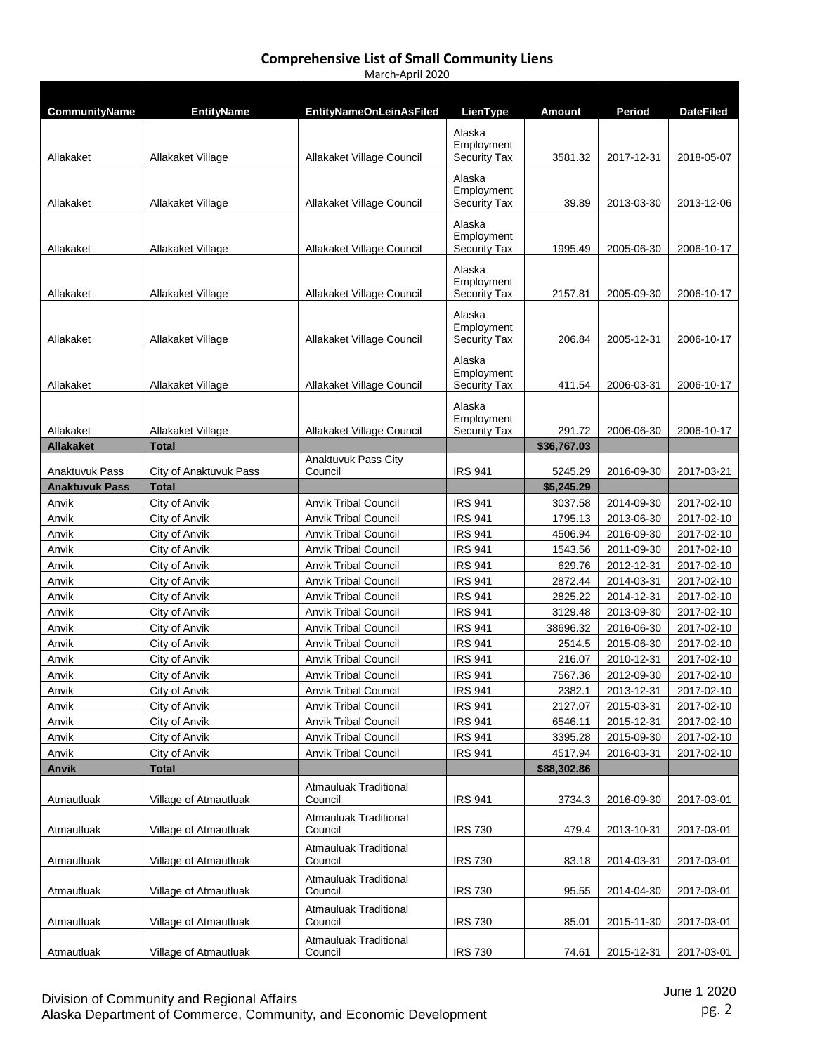**Comprehensive List of Small Community Liens**

March-April 2020

| CommunityName | EntityName | EntityNameOnLeinAsFiled | LienType | Amount | Period | DateFiled |
|---|---|---|---|---|---|---|
| Allakaket | Allakaket Village | Allakaket Village Council | Alaska Employment Security Tax | 3581.32 | 2017-12-31 | 2018-05-07 |
| Allakaket | Allakaket Village | Allakaket Village Council | Alaska Employment Security Tax | 39.89 | 2013-03-30 | 2013-12-06 |
| Allakaket | Allakaket Village | Allakaket Village Council | Alaska Employment Security Tax | 1995.49 | 2005-06-30 | 2006-10-17 |
| Allakaket | Allakaket Village | Allakaket Village Council | Alaska Employment Security Tax | 2157.81 | 2005-09-30 | 2006-10-17 |
| Allakaket | Allakaket Village | Allakaket Village Council | Alaska Employment Security Tax | 206.84 | 2005-12-31 | 2006-10-17 |
| Allakaket | Allakaket Village | Allakaket Village Council | Alaska Employment Security Tax | 411.54 | 2006-03-31 | 2006-10-17 |
| Allakaket | Allakaket Village | Allakaket Village Council | Alaska Employment Security Tax | 291.72 | 2006-06-30 | 2006-10-17 |
| **Allakaket** | **Total** | | | **$36,767.03** | | |
| Anaktuvuk Pass | City of Anaktuvuk Pass | Anaktuvuk Pass City Council | IRS 941 | 5245.29 | 2016-09-30 | 2017-03-21 |
| **Anaktuvuk Pass** | **Total** | | | **$5,245.29** | | |
| Anvik | City of Anvik | Anvik Tribal Council | IRS 941 | 3037.58 | 2014-09-30 | 2017-02-10 |
| Anvik | City of Anvik | Anvik Tribal Council | IRS 941 | 1795.13 | 2013-06-30 | 2017-02-10 |
| Anvik | City of Anvik | Anvik Tribal Council | IRS 941 | 4506.94 | 2016-09-30 | 2017-02-10 |
| Anvik | City of Anvik | Anvik Tribal Council | IRS 941 | 1543.56 | 2011-09-30 | 2017-02-10 |
| Anvik | City of Anvik | Anvik Tribal Council | IRS 941 | 629.76 | 2012-12-31 | 2017-02-10 |
| Anvik | City of Anvik | Anvik Tribal Council | IRS 941 | 2872.44 | 2014-03-31 | 2017-02-10 |
| Anvik | City of Anvik | Anvik Tribal Council | IRS 941 | 2825.22 | 2014-12-31 | 2017-02-10 |
| Anvik | City of Anvik | Anvik Tribal Council | IRS 941 | 3129.48 | 2013-09-30 | 2017-02-10 |
| Anvik | City of Anvik | Anvik Tribal Council | IRS 941 | 38696.32 | 2016-06-30 | 2017-02-10 |
| Anvik | City of Anvik | Anvik Tribal Council | IRS 941 | 2514.5 | 2015-06-30 | 2017-02-10 |
| Anvik | City of Anvik | Anvik Tribal Council | IRS 941 | 216.07 | 2010-12-31 | 2017-02-10 |
| Anvik | City of Anvik | Anvik Tribal Council | IRS 941 | 7567.36 | 2012-09-30 | 2017-02-10 |
| Anvik | City of Anvik | Anvik Tribal Council | IRS 941 | 2382.1 | 2013-12-31 | 2017-02-10 |
| Anvik | City of Anvik | Anvik Tribal Council | IRS 941 | 2127.07 | 2015-03-31 | 2017-02-10 |
| Anvik | City of Anvik | Anvik Tribal Council | IRS 941 | 6546.11 | 2015-12-31 | 2017-02-10 |
| Anvik | City of Anvik | Anvik Tribal Council | IRS 941 | 3395.28 | 2015-09-30 | 2017-02-10 |
| Anvik | City of Anvik | Anvik Tribal Council | IRS 941 | 4517.94 | 2016-03-31 | 2017-02-10 |
| **Anvik** | **Total** | | | **$88,302.86** | | |
| Atmautluak | Village of Atmautluak | Atmauluak Traditional Council | IRS 941 | 3734.3 | 2016-09-30 | 2017-03-01 |
| Atmautluak | Village of Atmautluak | Atmauluak Traditional Council | IRS 730 | 479.4 | 2013-10-31 | 2017-03-01 |
| Atmautluak | Village of Atmautluak | Atmauluak Traditional Council | IRS 730 | 83.18 | 2014-03-31 | 2017-03-01 |
| Atmautluak | Village of Atmautluak | Atmauluak Traditional Council | IRS 730 | 95.55 | 2014-04-30 | 2017-03-01 |
| Atmautluak | Village of Atmautluak | Atmauluak Traditional Council | IRS 730 | 85.01 | 2015-11-30 | 2017-03-01 |
| Atmautluak | Village of Atmautluak | Atmauluak Traditional Council | IRS 730 | 74.61 | 2015-12-31 | 2017-03-01 |

Division of Community and Regional Affairs
Alaska Department of Commerce, Community, and Economic Development

June 1 2020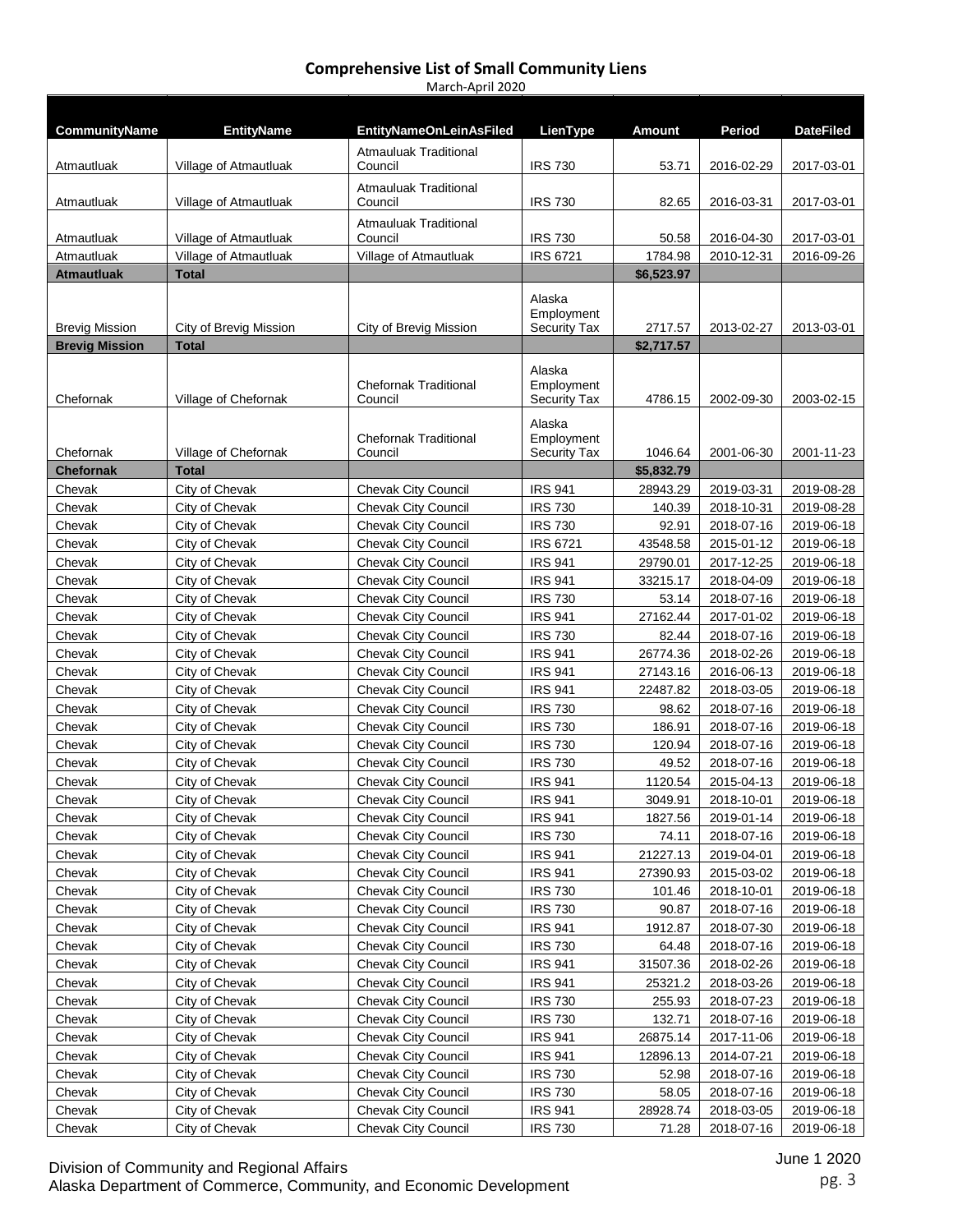## Comprehensive List of Small Community Liens

March-April 2020

| CommunityName | EntityName | EntityNameOnLeinAsFiled | LienType | Amount | Period | DateFiled |
|---|---|---|---|---|---|---|
| Atmautluak | Village of Atmautluak | Atmauluak Traditional Council | IRS 730 | 53.71 | 2016-02-29 | 2017-03-01 |
| Atmautluak | Village of Atmautluak | Atmauluak Traditional Council | IRS 730 | 82.65 | 2016-03-31 | 2017-03-01 |
| Atmautluak | Village of Atmautluak | Atmauluak Traditional Council | IRS 730 | 50.58 | 2016-04-30 | 2017-03-01 |
| Atmautluak | Village of Atmautluak | Village of Atmautluak | IRS 6721 | 1784.98 | 2010-12-31 | 2016-09-26 |
| **Atmautluak** | **Total** | | | **$6,523.97** | | |
| Brevig Mission | City of Brevig Mission | City of Brevig Mission | Alaska Employment Security Tax | 2717.57 | 2013-02-27 | 2013-03-01 |
| **Brevig Mission** | **Total** | | | **$2,717.57** | | |
| Chefornak | Village of Chefornak | Chefornak Traditional Council | Alaska Employment Security Tax | 4786.15 | 2002-09-30 | 2003-02-15 |
| Chefornak | Village of Chefornak | Chefornak Traditional Council | Alaska Employment Security Tax | 1046.64 | 2001-06-30 | 2001-11-23 |
| **Chefornak** | **Total** | | | **$5,832.79** | | |
| Chevak | City of Chevak | Chevak City Council | IRS 941 | 28943.29 | 2019-03-31 | 2019-08-28 |
| Chevak | City of Chevak | Chevak City Council | IRS 730 | 140.39 | 2018-10-31 | 2019-08-28 |
| Chevak | City of Chevak | Chevak City Council | IRS 730 | 92.91 | 2018-07-16 | 2019-06-18 |
| Chevak | City of Chevak | Chevak City Council | IRS 6721 | 43548.58 | 2015-01-12 | 2019-06-18 |
| Chevak | City of Chevak | Chevak City Council | IRS 941 | 29790.01 | 2017-12-25 | 2019-06-18 |
| Chevak | City of Chevak | Chevak City Council | IRS 941 | 33215.17 | 2018-04-09 | 2019-06-18 |
| Chevak | City of Chevak | Chevak City Council | IRS 730 | 53.14 | 2018-07-16 | 2019-06-18 |
| Chevak | City of Chevak | Chevak City Council | IRS 941 | 27162.44 | 2017-01-02 | 2019-06-18 |
| Chevak | City of Chevak | Chevak City Council | IRS 730 | 82.44 | 2018-07-16 | 2019-06-18 |
| Chevak | City of Chevak | Chevak City Council | IRS 941 | 26774.36 | 2018-02-26 | 2019-06-18 |
| Chevak | City of Chevak | Chevak City Council | IRS 941 | 27143.16 | 2016-06-13 | 2019-06-18 |
| Chevak | City of Chevak | Chevak City Council | IRS 941 | 22487.82 | 2018-03-05 | 2019-06-18 |
| Chevak | City of Chevak | Chevak City Council | IRS 730 | 98.62 | 2018-07-16 | 2019-06-18 |
| Chevak | City of Chevak | Chevak City Council | IRS 730 | 186.91 | 2018-07-16 | 2019-06-18 |
| Chevak | City of Chevak | Chevak City Council | IRS 730 | 120.94 | 2018-07-16 | 2019-06-18 |
| Chevak | City of Chevak | Chevak City Council | IRS 730 | 49.52 | 2018-07-16 | 2019-06-18 |
| Chevak | City of Chevak | Chevak City Council | IRS 941 | 1120.54 | 2015-04-13 | 2019-06-18 |
| Chevak | City of Chevak | Chevak City Council | IRS 941 | 3049.91 | 2018-10-01 | 2019-06-18 |
| Chevak | City of Chevak | Chevak City Council | IRS 941 | 1827.56 | 2019-01-14 | 2019-06-18 |
| Chevak | City of Chevak | Chevak City Council | IRS 730 | 74.11 | 2018-07-16 | 2019-06-18 |
| Chevak | City of Chevak | Chevak City Council | IRS 941 | 21227.13 | 2019-04-01 | 2019-06-18 |
| Chevak | City of Chevak | Chevak City Council | IRS 941 | 27390.93 | 2015-03-02 | 2019-06-18 |
| Chevak | City of Chevak | Chevak City Council | IRS 730 | 101.46 | 2018-10-01 | 2019-06-18 |
| Chevak | City of Chevak | Chevak City Council | IRS 730 | 90.87 | 2018-07-16 | 2019-06-18 |
| Chevak | City of Chevak | Chevak City Council | IRS 941 | 1912.87 | 2018-07-30 | 2019-06-18 |
| Chevak | City of Chevak | Chevak City Council | IRS 730 | 64.48 | 2018-07-16 | 2019-06-18 |
| Chevak | City of Chevak | Chevak City Council | IRS 941 | 31507.36 | 2018-02-26 | 2019-06-18 |
| Chevak | City of Chevak | Chevak City Council | IRS 941 | 25321.2 | 2018-03-26 | 2019-06-18 |
| Chevak | City of Chevak | Chevak City Council | IRS 730 | 255.93 | 2018-07-23 | 2019-06-18 |
| Chevak | City of Chevak | Chevak City Council | IRS 730 | 132.71 | 2018-07-16 | 2019-06-18 |
| Chevak | City of Chevak | Chevak City Council | IRS 941 | 26875.14 | 2017-11-06 | 2019-06-18 |
| Chevak | City of Chevak | Chevak City Council | IRS 941 | 12896.13 | 2014-07-21 | 2019-06-18 |
| Chevak | City of Chevak | Chevak City Council | IRS 730 | 52.98 | 2018-07-16 | 2019-06-18 |
| Chevak | City of Chevak | Chevak City Council | IRS 730 | 58.05 | 2018-07-16 | 2019-06-18 |
| Chevak | City of Chevak | Chevak City Council | IRS 941 | 28928.74 | 2018-03-05 | 2019-06-18 |
| Chevak | City of Chevak | Chevak City Council | IRS 730 | 71.28 | 2018-07-16 | 2019-06-18 |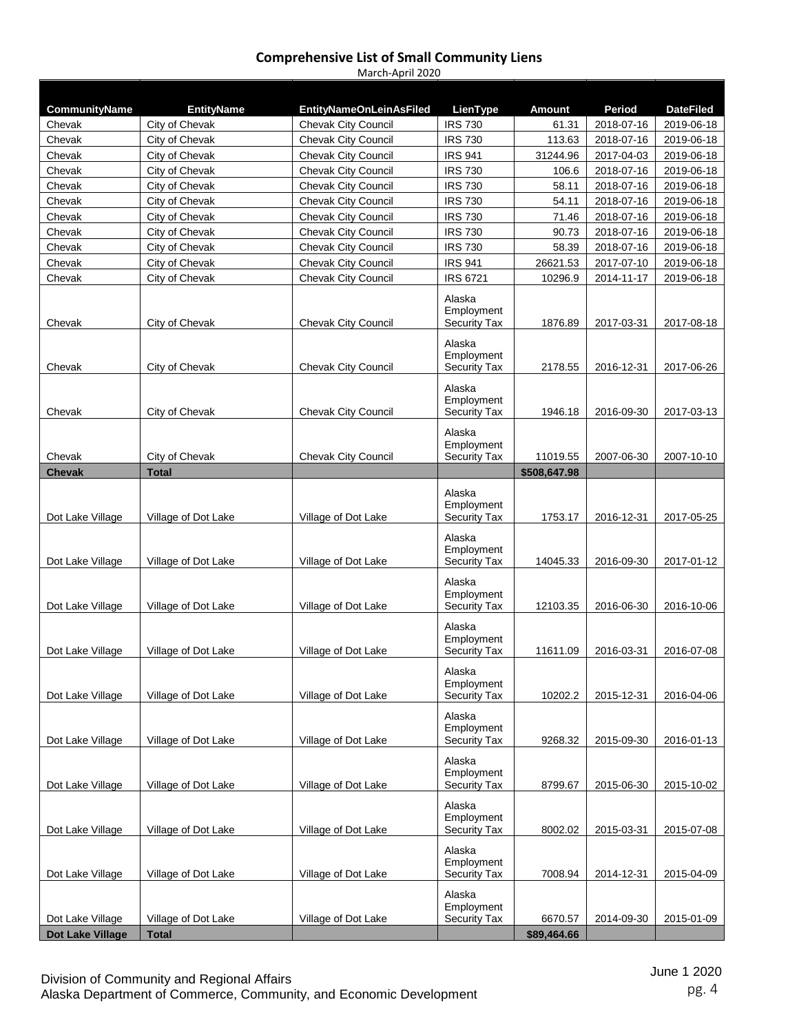# Comprehensive List of Small Community Liens

March-April 2020

| CommunityName | EntityName | EntityNameOnLeinAsFiled | LienType | Amount | Period | DateFiled |
|---|---|---|---|---|---|---|
| Chevak | City of Chevak | Chevak City Council | IRS 730 | 61.31 | 2018-07-16 | 2019-06-18 |
| Chevak | City of Chevak | Chevak City Council | IRS 730 | 113.63 | 2018-07-16 | 2019-06-18 |
| Chevak | City of Chevak | Chevak City Council | IRS 941 | 31244.96 | 2017-04-03 | 2019-06-18 |
| Chevak | City of Chevak | Chevak City Council | IRS 730 | 106.6 | 2018-07-16 | 2019-06-18 |
| Chevak | City of Chevak | Chevak City Council | IRS 730 | 58.11 | 2018-07-16 | 2019-06-18 |
| Chevak | City of Chevak | Chevak City Council | IRS 730 | 54.11 | 2018-07-16 | 2019-06-18 |
| Chevak | City of Chevak | Chevak City Council | IRS 730 | 71.46 | 2018-07-16 | 2019-06-18 |
| Chevak | City of Chevak | Chevak City Council | IRS 730 | 90.73 | 2018-07-16 | 2019-06-18 |
| Chevak | City of Chevak | Chevak City Council | IRS 730 | 58.39 | 2018-07-16 | 2019-06-18 |
| Chevak | City of Chevak | Chevak City Council | IRS 941 | 26621.53 | 2017-07-10 | 2019-06-18 |
| Chevak | City of Chevak | Chevak City Council | IRS 6721 | 10296.9 | 2014-11-17 | 2019-06-18 |
| Chevak | City of Chevak | Chevak City Council | Alaska Employment Security Tax | 1876.89 | 2017-03-31 | 2017-08-18 |
| Chevak | City of Chevak | Chevak City Council | Alaska Employment Security Tax | 2178.55 | 2016-12-31 | 2017-06-26 |
| Chevak | City of Chevak | Chevak City Council | Alaska Employment Security Tax | 1946.18 | 2016-09-30 | 2017-03-13 |
| Chevak | City of Chevak | Chevak City Council | Alaska Employment Security Tax | 11019.55 | 2007-06-30 | 2007-10-10 |
| **Chevak** | **Total** | | | **$508,647.98** | | |
| Dot Lake Village | Village of Dot Lake | Village of Dot Lake | Alaska Employment Security Tax | 1753.17 | 2016-12-31 | 2017-05-25 |
| Dot Lake Village | Village of Dot Lake | Village of Dot Lake | Alaska Employment Security Tax | 14045.33 | 2016-09-30 | 2017-01-12 |
| Dot Lake Village | Village of Dot Lake | Village of Dot Lake | Alaska Employment Security Tax | 12103.35 | 2016-06-30 | 2016-10-06 |
| Dot Lake Village | Village of Dot Lake | Village of Dot Lake | Alaska Employment Security Tax | 11611.09 | 2016-03-31 | 2016-07-08 |
| Dot Lake Village | Village of Dot Lake | Village of Dot Lake | Alaska Employment Security Tax | 10202.2 | 2015-12-31 | 2016-04-06 |
| Dot Lake Village | Village of Dot Lake | Village of Dot Lake | Alaska Employment Security Tax | 9268.32 | 2015-09-30 | 2016-01-13 |
| Dot Lake Village | Village of Dot Lake | Village of Dot Lake | Alaska Employment Security Tax | 8799.67 | 2015-06-30 | 2015-10-02 |
| Dot Lake Village | Village of Dot Lake | Village of Dot Lake | Alaska Employment Security Tax | 8002.02 | 2015-03-31 | 2015-07-08 |
| Dot Lake Village | Village of Dot Lake | Village of Dot Lake | Alaska Employment Security Tax | 7008.94 | 2014-12-31 | 2015-04-09 |
| Dot Lake Village | Village of Dot Lake | Village of Dot Lake | Alaska Employment Security Tax | 6670.57 | 2014-09-30 | 2015-01-09 |
| **Dot Lake Village** | **Total** | | | **$89,464.66** | | |

Division of Community and Regional Affairs
Alaska Department of Commerce, Community, and Economic Development

June 1 2020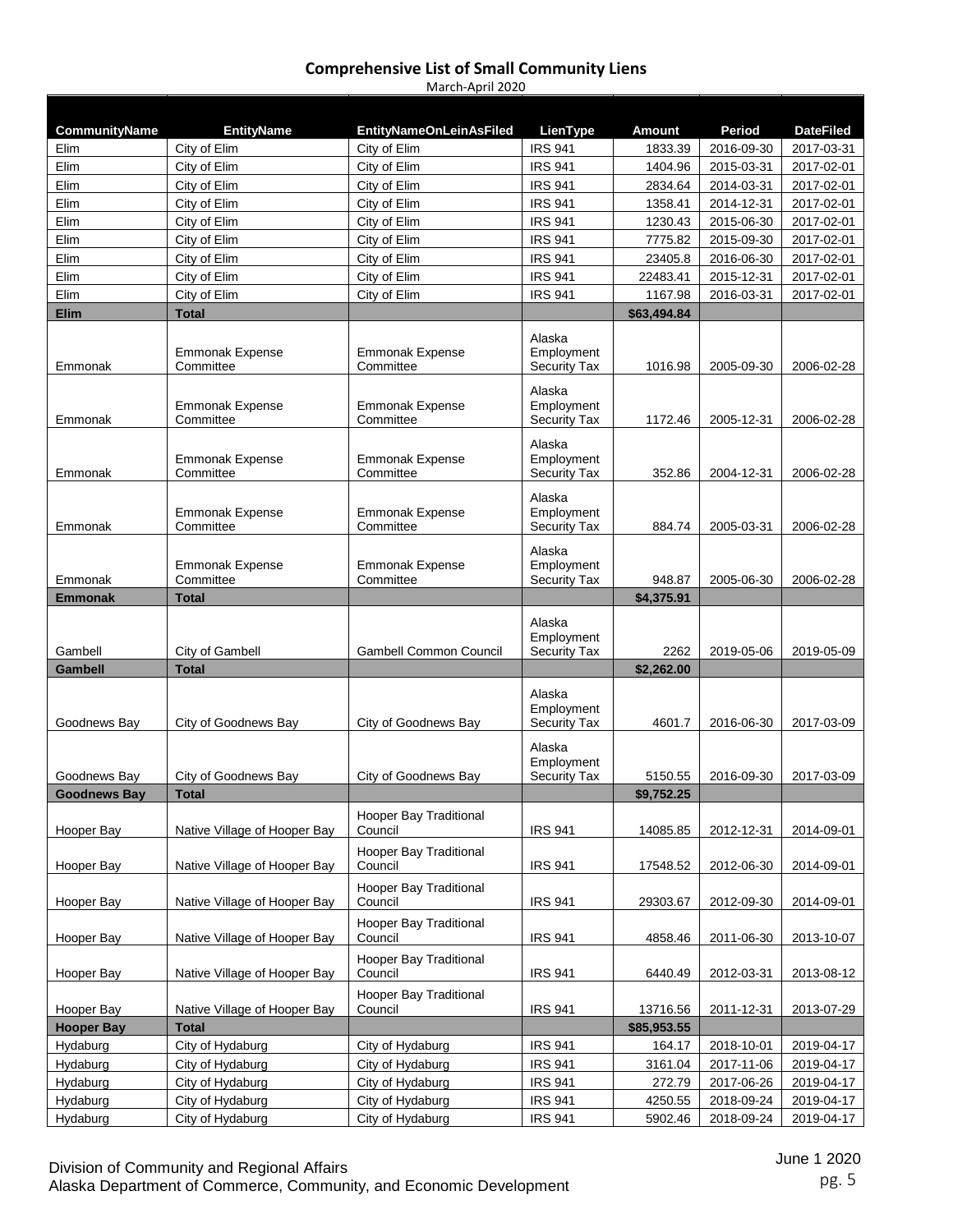## Comprehensive List of Small Community Liens

March-April 2020

| CommunityName | EntityName | EntityNameOnLeinAsFiled | LienType | Amount | Period | DateFiled |
|---|---|---|---|---|---|---|
| Elim | City of Elim | City of Elim | IRS 941 | 1833.39 | 2016-09-30 | 2017-03-31 |
| Elim | City of Elim | City of Elim | IRS 941 | 1404.96 | 2015-03-31 | 2017-02-01 |
| Elim | City of Elim | City of Elim | IRS 941 | 2834.64 | 2014-03-31 | 2017-02-01 |
| Elim | City of Elim | City of Elim | IRS 941 | 1358.41 | 2014-12-31 | 2017-02-01 |
| Elim | City of Elim | City of Elim | IRS 941 | 1230.43 | 2015-06-30 | 2017-02-01 |
| Elim | City of Elim | City of Elim | IRS 941 | 7775.82 | 2015-09-30 | 2017-02-01 |
| Elim | City of Elim | City of Elim | IRS 941 | 23405.8 | 2016-06-30 | 2017-02-01 |
| Elim | City of Elim | City of Elim | IRS 941 | 22483.41 | 2015-12-31 | 2017-02-01 |
| Elim | City of Elim | City of Elim | IRS 941 | 1167.98 | 2016-03-31 | 2017-02-01 |
| **Elim** | **Total** | | | **$63,494.84** | | |
| Emmonak | Emmonak Expense Committee | Emmonak Expense Committee | Alaska Employment Security Tax | 1016.98 | 2005-09-30 | 2006-02-28 |
| Emmonak | Emmonak Expense Committee | Emmonak Expense Committee | Alaska Employment Security Tax | 1172.46 | 2005-12-31 | 2006-02-28 |
| Emmonak | Emmonak Expense Committee | Emmonak Expense Committee | Alaska Employment Security Tax | 352.86 | 2004-12-31 | 2006-02-28 |
| Emmonak | Emmonak Expense Committee | Emmonak Expense Committee | Alaska Employment Security Tax | 884.74 | 2005-03-31 | 2006-02-28 |
| Emmonak | Emmonak Expense Committee | Emmonak Expense Committee | Alaska Employment Security Tax | 948.87 | 2005-06-30 | 2006-02-28 |
| **Emmonak** | **Total** | | | **$4,375.91** | | |
| Gambell | City of Gambell | Gambell Common Council | Alaska Employment Security Tax | 2262 | 2019-05-06 | 2019-05-09 |
| **Gambell** | **Total** | | | **$2,262.00** | | |
| Goodnews Bay | City of Goodnews Bay | City of Goodnews Bay | Alaska Employment Security Tax | 4601.7 | 2016-06-30 | 2017-03-09 |
| Goodnews Bay | City of Goodnews Bay | City of Goodnews Bay | Alaska Employment Security Tax | 5150.55 | 2016-09-30 | 2017-03-09 |
| **Goodnews Bay** | **Total** | | | **$9,752.25** | | |
| Hooper Bay | Native Village of Hooper Bay | Hooper Bay Traditional Council | IRS 941 | 14085.85 | 2012-12-31 | 2014-09-01 |
| Hooper Bay | Native Village of Hooper Bay | Hooper Bay Traditional Council | IRS 941 | 17548.52 | 2012-06-30 | 2014-09-01 |
| Hooper Bay | Native Village of Hooper Bay | Hooper Bay Traditional Council | IRS 941 | 29303.67 | 2012-09-30 | 2014-09-01 |
| Hooper Bay | Native Village of Hooper Bay | Hooper Bay Traditional Council | IRS 941 | 4858.46 | 2011-06-30 | 2013-10-07 |
| Hooper Bay | Native Village of Hooper Bay | Hooper Bay Traditional Council | IRS 941 | 6440.49 | 2012-03-31 | 2013-08-12 |
| Hooper Bay | Native Village of Hooper Bay | Hooper Bay Traditional Council | IRS 941 | 13716.56 | 2011-12-31 | 2013-07-29 |
| **Hooper Bay** | **Total** | | | **$85,953.55** | | |
| Hydaburg | City of Hydaburg | City of Hydaburg | IRS 941 | 164.17 | 2018-10-01 | 2019-04-17 |
| Hydaburg | City of Hydaburg | City of Hydaburg | IRS 941 | 3161.04 | 2017-11-06 | 2019-04-17 |
| Hydaburg | City of Hydaburg | City of Hydaburg | IRS 941 | 272.79 | 2017-06-26 | 2019-04-17 |
| Hydaburg | City of Hydaburg | City of Hydaburg | IRS 941 | 4250.55 | 2018-09-24 | 2019-04-17 |
| Hydaburg | City of Hydaburg | City of Hydaburg | IRS 941 | 5902.46 | 2018-09-24 | 2019-04-17 |

Division of Community and Regional Affairs
Alaska Department of Commerce, Community, and Economic Development

June 1 2020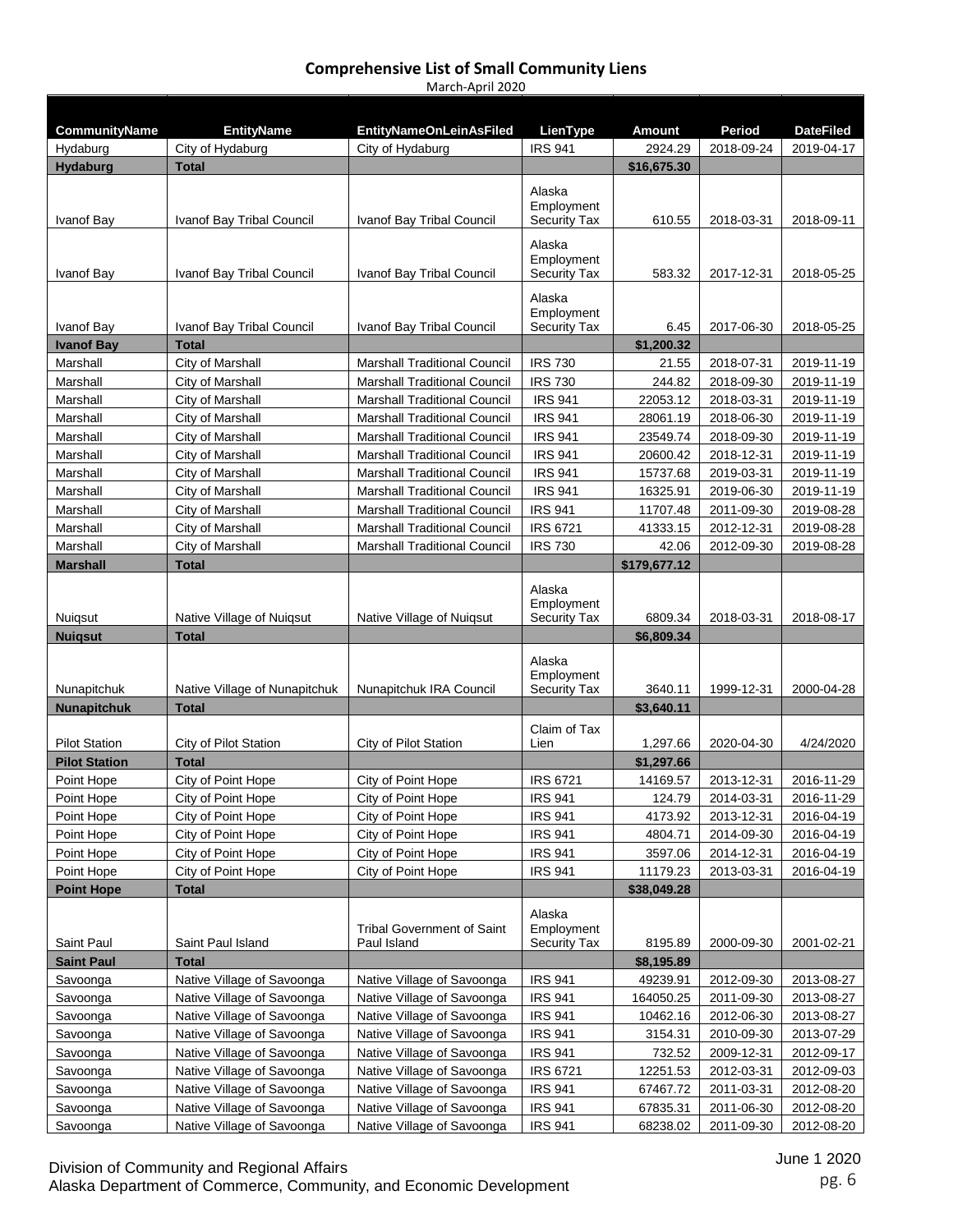# Comprehensive List of Small Community Liens

March-April 2020

| CommunityName | EntityName | EntityNameOnLeinAsFiled | LienType | Amount | Period | DateFiled |
|---|---|---|---|---|---|---|
| Hydaburg | City of Hydaburg | City of Hydaburg | IRS 941 | 2924.29 | 2018-09-24 | 2019-04-17 |
| **Hydaburg** | **Total** | | | **$16,675.30** | | |
| Ivanof Bay | Ivanof Bay Tribal Council | Ivanof Bay Tribal Council | Alaska Employment Security Tax | 610.55 | 2018-03-31 | 2018-09-11 |
| Ivanof Bay | Ivanof Bay Tribal Council | Ivanof Bay Tribal Council | Alaska Employment Security Tax | 583.32 | 2017-12-31 | 2018-05-25 |
| Ivanof Bay | Ivanof Bay Tribal Council | Ivanof Bay Tribal Council | Alaska Employment Security Tax | 6.45 | 2017-06-30 | 2018-05-25 |
| **Ivanof Bay** | **Total** | | | **$1,200.32** | | |
| Marshall | City of Marshall | Marshall Traditional Council | IRS 730 | 21.55 | 2018-07-31 | 2019-11-19 |
| Marshall | City of Marshall | Marshall Traditional Council | IRS 730 | 244.82 | 2018-09-30 | 2019-11-19 |
| Marshall | City of Marshall | Marshall Traditional Council | IRS 941 | 22053.12 | 2018-03-31 | 2019-11-19 |
| Marshall | City of Marshall | Marshall Traditional Council | IRS 941 | 28061.19 | 2018-06-30 | 2019-11-19 |
| Marshall | City of Marshall | Marshall Traditional Council | IRS 941 | 23549.74 | 2018-09-30 | 2019-11-19 |
| Marshall | City of Marshall | Marshall Traditional Council | IRS 941 | 20600.42 | 2018-12-31 | 2019-11-19 |
| Marshall | City of Marshall | Marshall Traditional Council | IRS 941 | 15737.68 | 2019-03-31 | 2019-11-19 |
| Marshall | City of Marshall | Marshall Traditional Council | IRS 941 | 16325.91 | 2019-06-30 | 2019-11-19 |
| Marshall | City of Marshall | Marshall Traditional Council | IRS 941 | 11707.48 | 2011-09-30 | 2019-08-28 |
| Marshall | City of Marshall | Marshall Traditional Council | IRS 6721 | 41333.15 | 2012-12-31 | 2019-08-28 |
| Marshall | City of Marshall | Marshall Traditional Council | IRS 730 | 42.06 | 2012-09-30 | 2019-08-28 |
| **Marshall** | **Total** | | | **$179,677.12** | | |
| Nuiqsut | Native Village of Nuiqsut | Native Village of Nuiqsut | Alaska Employment Security Tax | 6809.34 | 2018-03-31 | 2018-08-17 |
| **Nuiqsut** | **Total** | | | **$6,809.34** | | |
| Nunapitchuk | Native Village of Nunapitchuk | Nunapitchuk IRA Council | Alaska Employment Security Tax | 3640.11 | 1999-12-31 | 2000-04-28 |
| **Nunapitchuk** | **Total** | | | **$3,640.11** | | |
| Pilot Station | City of Pilot Station | City of Pilot Station | Claim of Tax Lien | 1,297.66 | 2020-04-30 | 4/24/2020 |
| **Pilot Station** | **Total** | | | **$1,297.66** | | |
| Point Hope | City of Point Hope | City of Point Hope | IRS 6721 | 14169.57 | 2013-12-31 | 2016-11-29 |
| Point Hope | City of Point Hope | City of Point Hope | IRS 941 | 124.79 | 2014-03-31 | 2016-11-29 |
| Point Hope | City of Point Hope | City of Point Hope | IRS 941 | 4173.92 | 2013-12-31 | 2016-04-19 |
| Point Hope | City of Point Hope | City of Point Hope | IRS 941 | 4804.71 | 2014-09-30 | 2016-04-19 |
| Point Hope | City of Point Hope | City of Point Hope | IRS 941 | 3597.06 | 2014-12-31 | 2016-04-19 |
| Point Hope | City of Point Hope | City of Point Hope | IRS 941 | 11179.23 | 2013-03-31 | 2016-04-19 |
| **Point Hope** | **Total** | | | **$38,049.28** | | |
| Saint Paul | Saint Paul Island | Tribal Government of Saint Paul Island | Alaska Employment Security Tax | 8195.89 | 2000-09-30 | 2001-02-21 |
| **Saint Paul** | **Total** | | | **$8,195.89** | | |
| Savoonga | Native Village of Savoonga | Native Village of Savoonga | IRS 941 | 49239.91 | 2012-09-30 | 2013-08-27 |
| Savoonga | Native Village of Savoonga | Native Village of Savoonga | IRS 941 | 164050.25 | 2011-09-30 | 2013-08-27 |
| Savoonga | Native Village of Savoonga | Native Village of Savoonga | IRS 941 | 10462.16 | 2012-06-30 | 2013-08-27 |
| Savoonga | Native Village of Savoonga | Native Village of Savoonga | IRS 941 | 3154.31 | 2010-09-30 | 2013-07-29 |
| Savoonga | Native Village of Savoonga | Native Village of Savoonga | IRS 941 | 732.52 | 2009-12-31 | 2012-09-17 |
| Savoonga | Native Village of Savoonga | Native Village of Savoonga | IRS 6721 | 12251.53 | 2012-03-31 | 2012-09-03 |
| Savoonga | Native Village of Savoonga | Native Village of Savoonga | IRS 941 | 67467.72 | 2011-03-31 | 2012-08-20 |
| Savoonga | Native Village of Savoonga | Native Village of Savoonga | IRS 941 | 67835.31 | 2011-06-30 | 2012-08-20 |
| Savoonga | Native Village of Savoonga | Native Village of Savoonga | IRS 941 | 68238.02 | 2011-09-30 | 2012-08-20 |

Division of Community and Regional Affairs
Alaska Department of Commerce, Community, and Economic Development

June 1 2020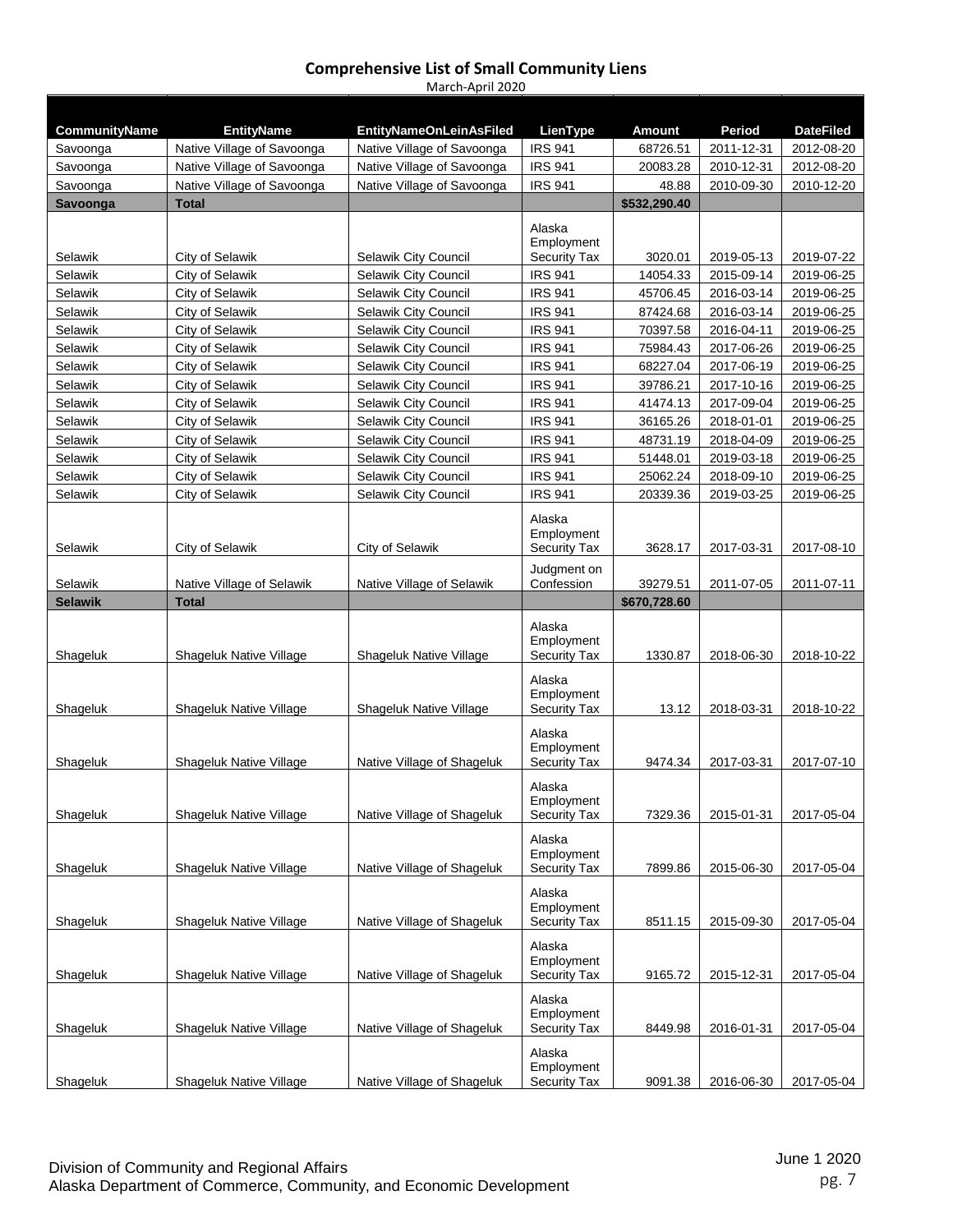# Comprehensive List of Small Community Liens

March-April 2020

| CommunityName | EntityName | EntityNameOnLeinAsFiled | LienType | Amount | Period | DateFiled |
|---|---|---|---|---|---|---|
| Savoonga | Native Village of Savoonga | Native Village of Savoonga | IRS 941 | 68726.51 | 2011-12-31 | 2012-08-20 |
| Savoonga | Native Village of Savoonga | Native Village of Savoonga | IRS 941 | 20083.28 | 2010-12-31 | 2012-08-20 |
| Savoonga | Native Village of Savoonga | Native Village of Savoonga | IRS 941 | 48.88 | 2010-09-30 | 2010-12-20 |
| **Savoonga** | **Total** | | | **$532,290.40** | | |
| Selawik | City of Selawik | Selawik City Council | Alaska Employment Security Tax | 3020.01 | 2019-05-13 | 2019-07-22 |
| Selawik | City of Selawik | Selawik City Council | IRS 941 | 14054.33 | 2015-09-14 | 2019-06-25 |
| Selawik | City of Selawik | Selawik City Council | IRS 941 | 45706.45 | 2016-03-14 | 2019-06-25 |
| Selawik | City of Selawik | Selawik City Council | IRS 941 | 87424.68 | 2016-03-14 | 2019-06-25 |
| Selawik | City of Selawik | Selawik City Council | IRS 941 | 70397.58 | 2016-04-11 | 2019-06-25 |
| Selawik | City of Selawik | Selawik City Council | IRS 941 | 75984.43 | 2017-06-26 | 2019-06-25 |
| Selawik | City of Selawik | Selawik City Council | IRS 941 | 68227.04 | 2017-06-19 | 2019-06-25 |
| Selawik | City of Selawik | Selawik City Council | IRS 941 | 39786.21 | 2017-10-16 | 2019-06-25 |
| Selawik | City of Selawik | Selawik City Council | IRS 941 | 41474.13 | 2017-09-04 | 2019-06-25 |
| Selawik | City of Selawik | Selawik City Council | IRS 941 | 36165.26 | 2018-01-01 | 2019-06-25 |
| Selawik | City of Selawik | Selawik City Council | IRS 941 | 48731.19 | 2018-04-09 | 2019-06-25 |
| Selawik | City of Selawik | Selawik City Council | IRS 941 | 51448.01 | 2019-03-18 | 2019-06-25 |
| Selawik | City of Selawik | Selawik City Council | IRS 941 | 25062.24 | 2018-09-10 | 2019-06-25 |
| Selawik | City of Selawik | Selawik City Council | IRS 941 | 20339.36 | 2019-03-25 | 2019-06-25 |
| Selawik | City of Selawik | City of Selawik | Alaska Employment Security Tax | 3628.17 | 2017-03-31 | 2017-08-10 |
| Selawik | Native Village of Selawik | Native Village of Selawik | Judgment on Confession | 39279.51 | 2011-07-05 | 2011-07-11 |
| **Selawik** | **Total** | | | **$670,728.60** | | |
| Shageluk | Shageluk Native Village | Shageluk Native Village | Alaska Employment Security Tax | 1330.87 | 2018-06-30 | 2018-10-22 |
| Shageluk | Shageluk Native Village | Shageluk Native Village | Alaska Employment Security Tax | 13.12 | 2018-03-31 | 2018-10-22 |
| Shageluk | Shageluk Native Village | Native Village of Shageluk | Alaska Employment Security Tax | 9474.34 | 2017-03-31 | 2017-07-10 |
| Shageluk | Shageluk Native Village | Native Village of Shageluk | Alaska Employment Security Tax | 7329.36 | 2015-01-31 | 2017-05-04 |
| Shageluk | Shageluk Native Village | Native Village of Shageluk | Alaska Employment Security Tax | 7899.86 | 2015-06-30 | 2017-05-04 |
| Shageluk | Shageluk Native Village | Native Village of Shageluk | Alaska Employment Security Tax | 8511.15 | 2015-09-30 | 2017-05-04 |
| Shageluk | Shageluk Native Village | Native Village of Shageluk | Alaska Employment Security Tax | 9165.72 | 2015-12-31 | 2017-05-04 |
| Shageluk | Shageluk Native Village | Native Village of Shageluk | Alaska Employment Security Tax | 8449.98 | 2016-01-31 | 2017-05-04 |
| Shageluk | Shageluk Native Village | Native Village of Shageluk | Alaska Employment Security Tax | 9091.38 | 2016-06-30 | 2017-05-04 |

Division of Community and Regional Affairs
Alaska Department of Commerce, Community, and Economic Development

June 1 2020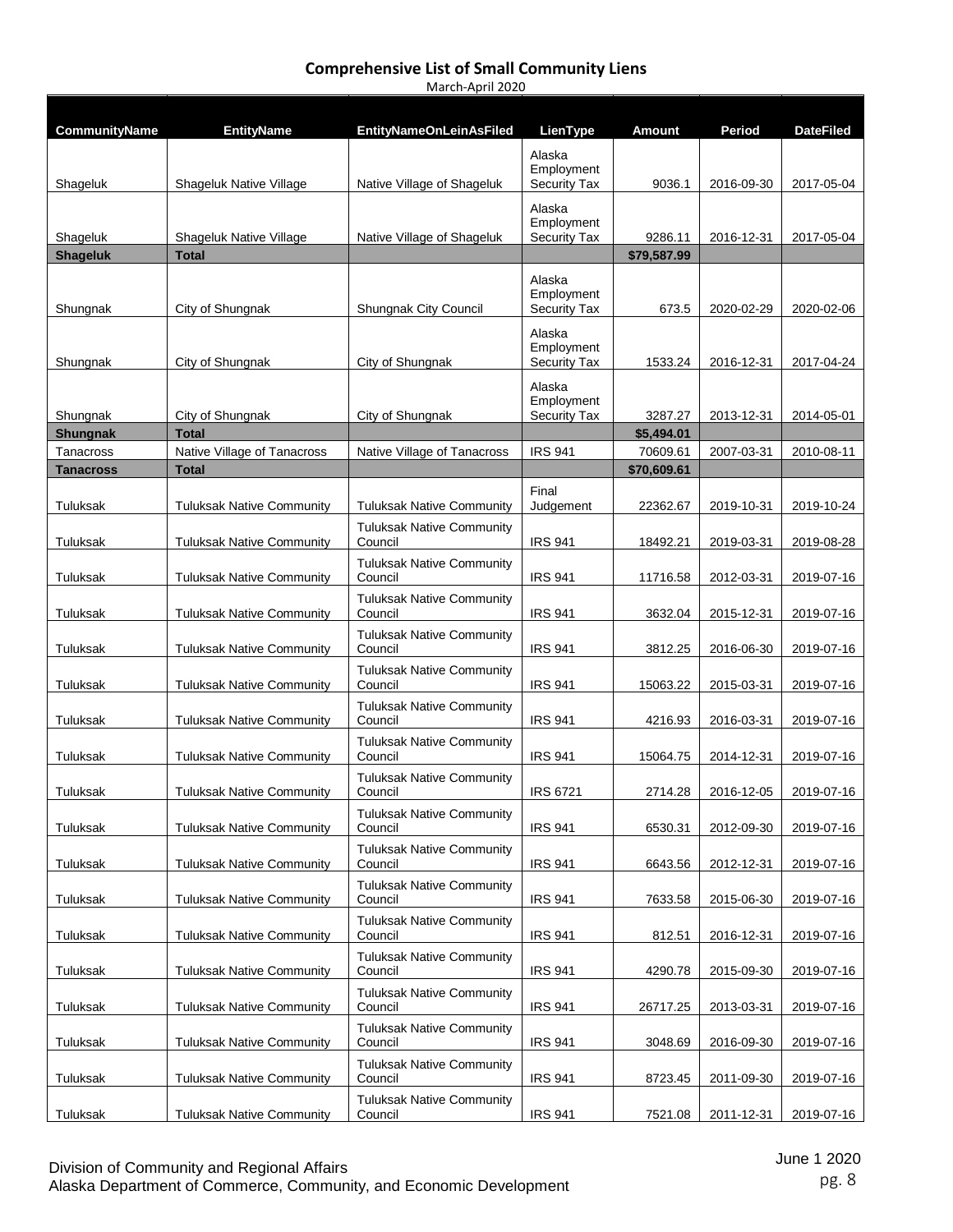# Comprehensive List of Small Community Liens

March-April 2020

| CommunityName | EntityName | EntityNameOnLeinAsFiled | LienType | Amount | Period | DateFiled |
|---|---|---|---|---|---|---|
| Shageluk | Shageluk Native Village | Native Village of Shageluk | Alaska Employment Security Tax | 9036.1 | 2016-09-30 | 2017-05-04 |
| Shageluk | Shageluk Native Village | Native Village of Shageluk | Alaska Employment Security Tax | 9286.11 | 2016-12-31 | 2017-05-04 |
| **Shageluk** | **Total** | | | **$79,587.99** | | |
| Shungnak | City of Shungnak | Shungnak City Council | Alaska Employment Security Tax | 673.5 | 2020-02-29 | 2020-02-06 |
| Shungnak | City of Shungnak | City of Shungnak | Alaska Employment Security Tax | 1533.24 | 2016-12-31 | 2017-04-24 |
| Shungnak | City of Shungnak | City of Shungnak | Alaska Employment Security Tax | 3287.27 | 2013-12-31 | 2014-05-01 |
| **Shungnak** | **Total** | | | **$5,494.01** | | |
| Tanacross | Native Village of Tanacross | Native Village of Tanacross | IRS 941 | 70609.61 | 2007-03-31 | 2010-08-11 |
| **Tanacross** | **Total** | | | **$70,609.61** | | |
| Tuluksak | Tuluksak Native Community | Tuluksak Native Community | Final Judgement | 22362.67 | 2019-10-31 | 2019-10-24 |
| Tuluksak | Tuluksak Native Community | Tuluksak Native Community Council | IRS 941 | 18492.21 | 2019-03-31 | 2019-08-28 |
| Tuluksak | Tuluksak Native Community | Tuluksak Native Community Council | IRS 941 | 11716.58 | 2012-03-31 | 2019-07-16 |
| Tuluksak | Tuluksak Native Community | Tuluksak Native Community Council | IRS 941 | 3632.04 | 2015-12-31 | 2019-07-16 |
| Tuluksak | Tuluksak Native Community | Tuluksak Native Community Council | IRS 941 | 3812.25 | 2016-06-30 | 2019-07-16 |
| Tuluksak | Tuluksak Native Community | Tuluksak Native Community Council | IRS 941 | 15063.22 | 2015-03-31 | 2019-07-16 |
| Tuluksak | Tuluksak Native Community | Tuluksak Native Community Council | IRS 941 | 4216.93 | 2016-03-31 | 2019-07-16 |
| Tuluksak | Tuluksak Native Community | Tuluksak Native Community Council | IRS 941 | 15064.75 | 2014-12-31 | 2019-07-16 |
| Tuluksak | Tuluksak Native Community | Tuluksak Native Community Council | IRS 6721 | 2714.28 | 2016-12-05 | 2019-07-16 |
| Tuluksak | Tuluksak Native Community | Tuluksak Native Community Council | IRS 941 | 6530.31 | 2012-09-30 | 2019-07-16 |
| Tuluksak | Tuluksak Native Community | Tuluksak Native Community Council | IRS 941 | 6643.56 | 2012-12-31 | 2019-07-16 |
| Tuluksak | Tuluksak Native Community | Tuluksak Native Community Council | IRS 941 | 7633.58 | 2015-06-30 | 2019-07-16 |
| Tuluksak | Tuluksak Native Community | Tuluksak Native Community Council | IRS 941 | 812.51 | 2016-12-31 | 2019-07-16 |
| Tuluksak | Tuluksak Native Community | Tuluksak Native Community Council | IRS 941 | 4290.78 | 2015-09-30 | 2019-07-16 |
| Tuluksak | Tuluksak Native Community | Tuluksak Native Community Council | IRS 941 | 26717.25 | 2013-03-31 | 2019-07-16 |
| Tuluksak | Tuluksak Native Community | Tuluksak Native Community Council | IRS 941 | 3048.69 | 2016-09-30 | 2019-07-16 |
| Tuluksak | Tuluksak Native Community | Tuluksak Native Community Council | IRS 941 | 8723.45 | 2011-09-30 | 2019-07-16 |
| Tuluksak | Tuluksak Native Community | Tuluksak Native Community Council | IRS 941 | 7521.08 | 2011-12-31 | 2019-07-16 |

Division of Community and Regional Affairs
Alaska Department of Commerce, Community, and Economic Development

June 1 2020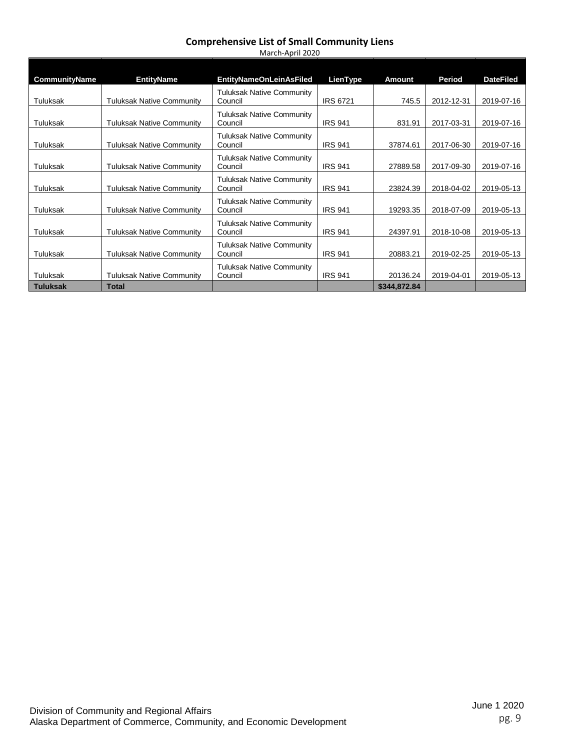**Comprehensive List of Small Community Liens**

March-April 2020

| CommunityName | EntityName | EntityNameOnLeinAsFiled | LienType | Amount | Period | DateFiled |
|---|---|---|---|---|---|---|
| Tuluksak | Tuluksak Native Community | Tuluksak Native Community Council | IRS 6721 | 745.5 | 2012-12-31 | 2019-07-16 |
| Tuluksak | Tuluksak Native Community | Tuluksak Native Community Council | IRS 941 | 831.91 | 2017-03-31 | 2019-07-16 |
| Tuluksak | Tuluksak Native Community | Tuluksak Native Community Council | IRS 941 | 37874.61 | 2017-06-30 | 2019-07-16 |
| Tuluksak | Tuluksak Native Community | Tuluksak Native Community Council | IRS 941 | 27889.58 | 2017-09-30 | 2019-07-16 |
| Tuluksak | Tuluksak Native Community | Tuluksak Native Community Council | IRS 941 | 23824.39 | 2018-04-02 | 2019-05-13 |
| Tuluksak | Tuluksak Native Community | Tuluksak Native Community Council | IRS 941 | 19293.35 | 2018-07-09 | 2019-05-13 |
| Tuluksak | Tuluksak Native Community | Tuluksak Native Community Council | IRS 941 | 24397.91 | 2018-10-08 | 2019-05-13 |
| Tuluksak | Tuluksak Native Community | Tuluksak Native Community Council | IRS 941 | 20883.21 | 2019-02-25 | 2019-05-13 |
| Tuluksak | Tuluksak Native Community | Tuluksak Native Community Council | IRS 941 | 20136.24 | 2019-04-01 | 2019-05-13 |
| **Tuluksak** | **Total** | | | **$344,872.84** | | |

Division of Community and Regional Affairs
Alaska Department of Commerce, Community, and Economic Development

June 1 2020